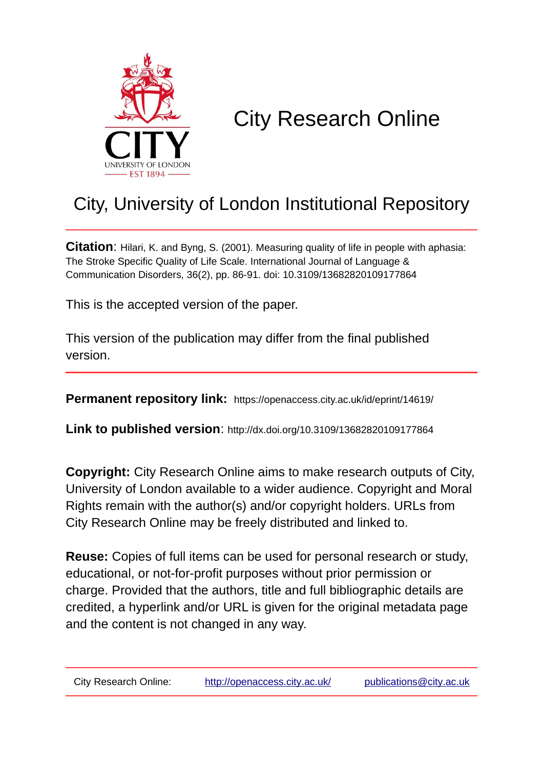# City Research Online

## City, University of London Institutional Repository

**Citation**: Hilari, K. and Byng, S. (2001). Measuring quality of life in people with aphasia: The Stroke Specific Quality of Life Scale. International Journal of Language & Communication Disorders, 36(2), pp. 86-91. doi: 10.3109/13682820109177864

This is the accepted version of the paper.

This version of the publication may differ from the final published version.

**Permanent repository link:** https://openaccess.city.ac.uk/id/eprint/14619/

**Link to published version**: http://dx.doi.org/10.3109/13682820109177864

**Copyright:** City Research Online aims to make research outputs of City, University of London available to a wider audience. Copyright and Moral Rights remain with the author(s) and/or copyright holders. URLs from City Research Online may be freely distributed and linked to.

**Reuse:** Copies of full items can be used for personal research or study, educational, or not-for-profit purposes without prior permission or charge. Provided that the authors, title and full bibliographic details are credited, a hyperlink and/or URL is given for the original metadata page and the content is not changed in any way.

City Research Online: http://openaccess.city.ac.uk/ publications@city.ac.uk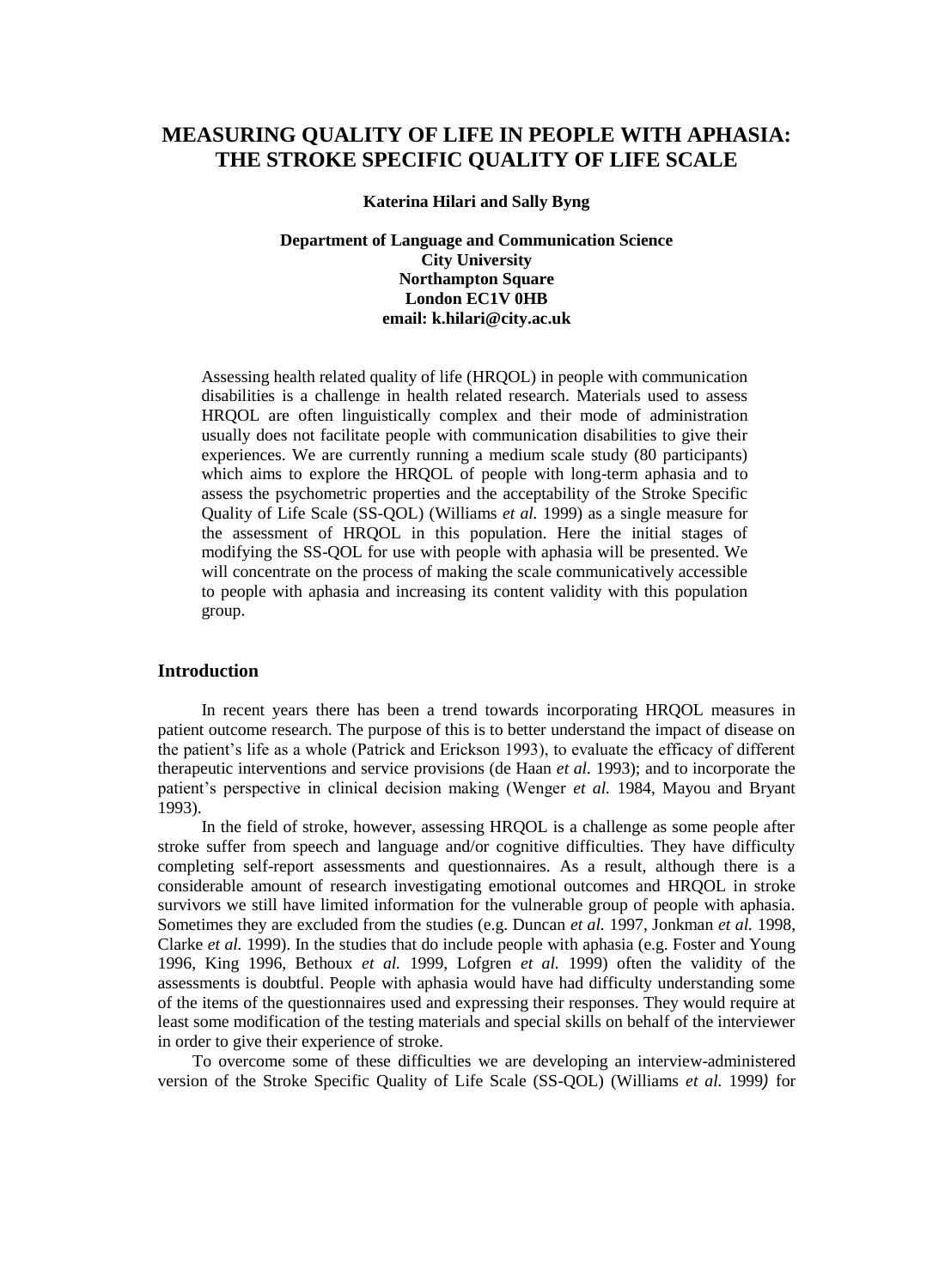# MEASURING QUALITY OF LIFE IN PEOPLE WITH APHASIA: THE STROKE SPECIFIC QUALITY OF LIFE SCALE

**Katerina Hilari and Sally Byng**

**Department of Language and Communication Science**
**City University**
**Northampton Square**
**London EC1V 0HB**
**email: k.hilari@city.ac.uk**

Assessing health related quality of life (HRQOL) in people with communication disabilities is a challenge in health related research. Materials used to assess HRQOL are often linguistically complex and their mode of administration usually does not facilitate people with communication disabilities to give their experiences. We are currently running a medium scale study (80 participants) which aims to explore the HRQOL of people with long-term aphasia and to assess the psychometric properties and the acceptability of the Stroke Specific Quality of Life Scale (SS-QOL) (Williams *et al.* 1999) as a single measure for the assessment of HRQOL in this population. Here the initial stages of modifying the SS-QOL for use with people with aphasia will be presented. We will concentrate on the process of making the scale communicatively accessible to people with aphasia and increasing its content validity with this population group.

## Introduction

In recent years there has been a trend towards incorporating HRQOL measures in patient outcome research. The purpose of this is to better understand the impact of disease on the patient's life as a whole (Patrick and Erickson 1993), to evaluate the efficacy of different therapeutic interventions and service provisions (de Haan *et al.* 1993); and to incorporate the patient's perspective in clinical decision making (Wenger *et al.* 1984, Mayou and Bryant 1993).

In the field of stroke, however, assessing HRQOL is a challenge as some people after stroke suffer from speech and language and/or cognitive difficulties. They have difficulty completing self-report assessments and questionnaires. As a result, although there is a considerable amount of research investigating emotional outcomes and HRQOL in stroke survivors we still have limited information for the vulnerable group of people with aphasia. Sometimes they are excluded from the studies (e.g. Duncan *et al.* 1997, Jonkman *et al.* 1998, Clarke *et al.* 1999). In the studies that do include people with aphasia (e.g. Foster and Young 1996, King 1996, Bethoux *et al.* 1999, Lofgren *et al.* 1999) often the validity of the assessments is doubtful. People with aphasia would have had difficulty understanding some of the items of the questionnaires used and expressing their responses. They would require at least some modification of the testing materials and special skills on behalf of the interviewer in order to give their experience of stroke.

To overcome some of these difficulties we are developing an interview-administered version of the Stroke Specific Quality of Life Scale (SS-QOL) (Williams *et al.* 1999) for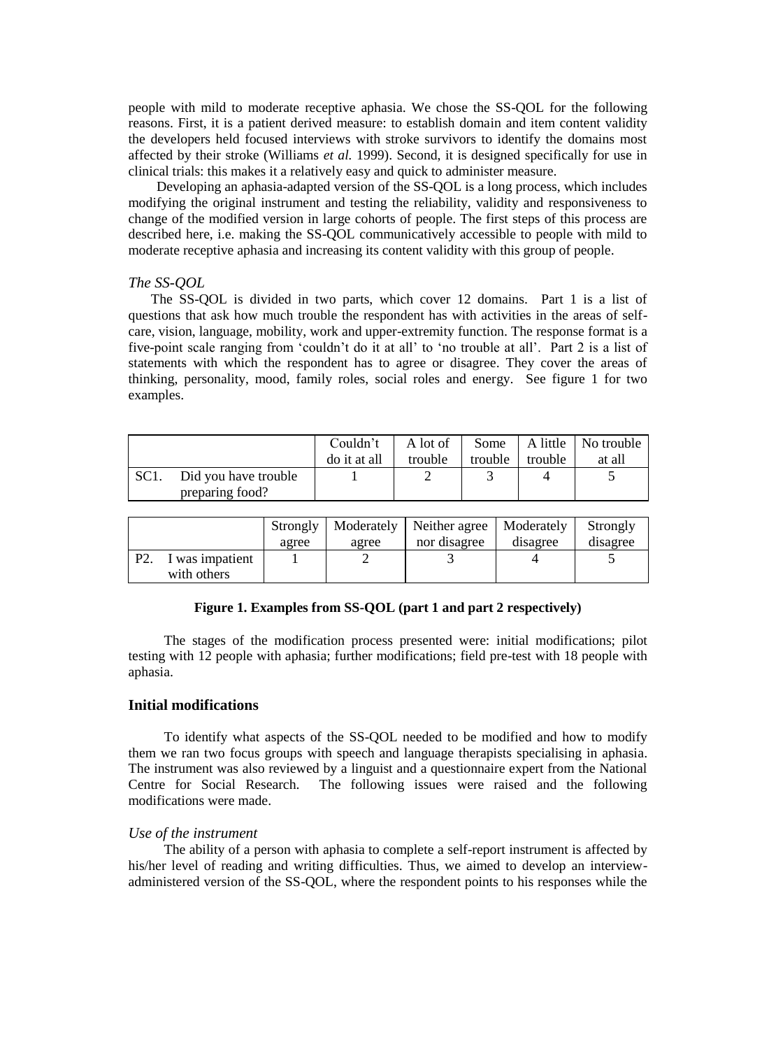people with mild to moderate receptive aphasia. We chose the SS-QOL for the following reasons. First, it is a patient derived measure: to establish domain and item content validity the developers held focused interviews with stroke survivors to identify the domains most affected by their stroke (Williams *et al.* 1999). Second, it is designed specifically for use in clinical trials: this makes it a relatively easy and quick to administer measure.

Developing an aphasia-adapted version of the SS-QOL is a long process, which includes modifying the original instrument and testing the reliability, validity and responsiveness to change of the modified version in large cohorts of people. The first steps of this process are described here, i.e. making the SS-QOL communicatively accessible to people with mild to moderate receptive aphasia and increasing its content validity with this group of people.

*The SS-QOL*

The SS-QOL is divided in two parts, which cover 12 domains. Part 1 is a list of questions that ask how much trouble the respondent has with activities in the areas of self-care, vision, language, mobility, work and upper-extremity function. The response format is a five-point scale ranging from 'couldn't do it at all' to 'no trouble at all'. Part 2 is a list of statements with which the respondent has to agree or disagree. They cover the areas of thinking, personality, mood, family roles, social roles and energy. See figure 1 for two examples.

| | Couldn't do it at all | A lot of trouble | Some trouble | A little trouble | No trouble at all |
|---|---|---|---|---|---|
| SC1. Did you have trouble preparing food? | 1 | 2 | 3 | 4 | 5 |

| | Strongly agree | Moderately agree | Neither agree nor disagree | Moderately disagree | Strongly disagree |
|---|---|---|---|---|---|
| P2. I was impatient with others | 1 | 2 | 3 | 4 | 5 |

**Figure 1. Examples from SS-QOL (part 1 and part 2 respectively)**

The stages of the modification process presented were: initial modifications; pilot testing with 12 people with aphasia; further modifications; field pre-test with 18 people with aphasia.

## Initial modifications

To identify what aspects of the SS-QOL needed to be modified and how to modify them we ran two focus groups with speech and language therapists specialising in aphasia. The instrument was also reviewed by a linguist and a questionnaire expert from the National Centre for Social Research. The following issues were raised and the following modifications were made.

*Use of the instrument*

The ability of a person with aphasia to complete a self-report instrument is affected by his/her level of reading and writing difficulties. Thus, we aimed to develop an interview-administered version of the SS-QOL, where the respondent points to his responses while the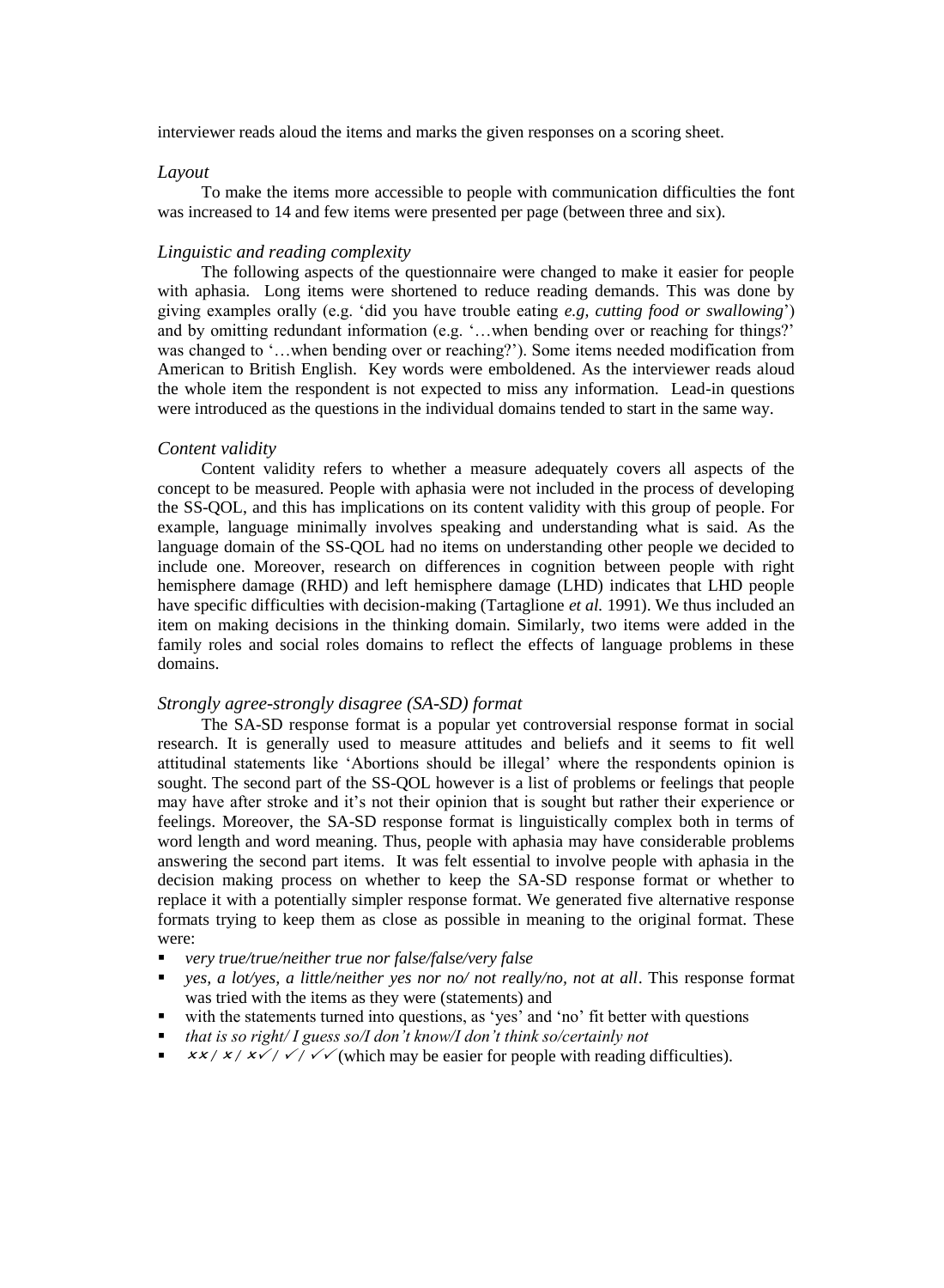interviewer reads aloud the items and marks the given responses on a scoring sheet.

*Layout*

To make the items more accessible to people with communication difficulties the font was increased to 14 and few items were presented per page (between three and six).

*Linguistic and reading complexity*

The following aspects of the questionnaire were changed to make it easier for people with aphasia. Long items were shortened to reduce reading demands. This was done by giving examples orally (e.g. 'did you have trouble eating *e.g, cutting food or swallowing*') and by omitting redundant information (e.g. '…when bending over or reaching for things?' was changed to '…when bending over or reaching?'). Some items needed modification from American to British English. Key words were emboldened. As the interviewer reads aloud the whole item the respondent is not expected to miss any information. Lead-in questions were introduced as the questions in the individual domains tended to start in the same way.

*Content validity*

Content validity refers to whether a measure adequately covers all aspects of the concept to be measured. People with aphasia were not included in the process of developing the SS-QOL, and this has implications on its content validity with this group of people. For example, language minimally involves speaking and understanding what is said. As the language domain of the SS-QOL had no items on understanding other people we decided to include one. Moreover, research on differences in cognition between people with right hemisphere damage (RHD) and left hemisphere damage (LHD) indicates that LHD people have specific difficulties with decision-making (Tartaglione *et al.* 1991). We thus included an item on making decisions in the thinking domain. Similarly, two items were added in the family roles and social roles domains to reflect the effects of language problems in these domains.

*Strongly agree-strongly disagree (SA-SD) format*

The SA-SD response format is a popular yet controversial response format in social research. It is generally used to measure attitudes and beliefs and it seems to fit well attitudinal statements like 'Abortions should be illegal' where the respondents opinion is sought. The second part of the SS-QOL however is a list of problems or feelings that people may have after stroke and it's not their opinion that is sought but rather their experience or feelings. Moreover, the SA-SD response format is linguistically complex both in terms of word length and word meaning. Thus, people with aphasia may have considerable problems answering the second part items. It was felt essential to involve people with aphasia in the decision making process on whether to keep the SA-SD response format or whether to replace it with a potentially simpler response format. We generated five alternative response formats trying to keep them as close as possible in meaning to the original format. These were:

- *very true/true/neither true nor false/false/very false*
- *yes, a lot/yes, a little/neither yes nor no/ not really/no, not at all*. This response format was tried with the items as they were (statements) and
- with the statements turned into questions, as 'yes' and 'no' fit better with questions
- *that is so right/ I guess so/I don't know/I don't think so/certainly not*
- ✗✗ / ✗ / ✗✓ / ✓ / ✓✓ (which may be easier for people with reading difficulties).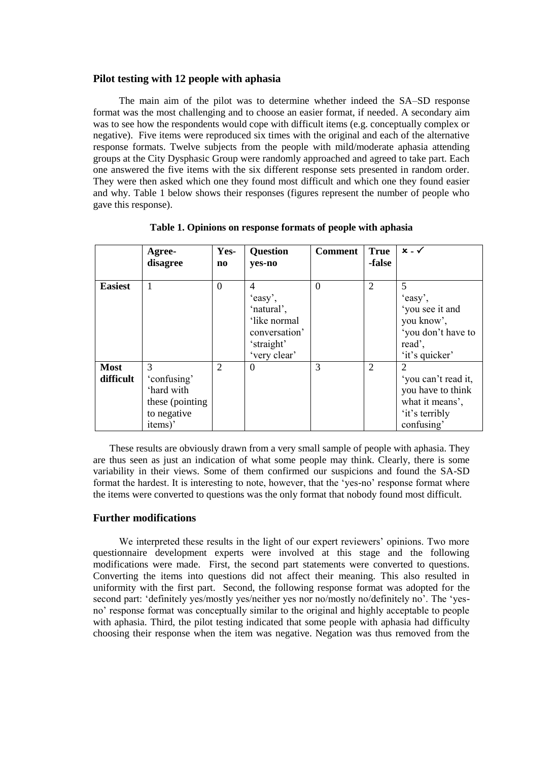## Pilot testing with 12 people with aphasia

The main aim of the pilot was to determine whether indeed the SA–SD response format was the most challenging and to choose an easier format, if needed. A secondary aim was to see how the respondents would cope with difficult items (e.g. conceptually complex or negative). Five items were reproduced six times with the original and each of the alternative response formats. Twelve subjects from the people with mild/moderate aphasia attending groups at the City Dysphasic Group were randomly approached and agreed to take part. Each one answered the five items with the six different response sets presented in random order. They were then asked which one they found most difficult and which one they found easier and why. Table 1 below shows their responses (figures represent the number of people who gave this response).

**Table 1. Opinions on response formats of people with aphasia**

| | Agree-disagree | Yes-no | Question yes-no | Comment | True -false | ✗ - ✓ |
|---|---|---|---|---|---|---|
| **Easiest** | 1 | 0 | 4 'easy', 'natural', 'like normal conversation' 'straight' 'very clear' | 0 | 2 | 5 'easy', 'you see it and you know', 'you don't have to read', 'it's quicker' |
| **Most difficult** | 3 'confusing' 'hard with these (pointing to negative items)' | 2 | 0 | 3 | 2 | 2 'you can't read it, you have to think what it means', 'it's terribly confusing' |

These results are obviously drawn from a very small sample of people with aphasia. They are thus seen as just an indication of what some people may think. Clearly, there is some variability in their views. Some of them confirmed our suspicions and found the SA-SD format the hardest. It is interesting to note, however, that the 'yes-no' response format where the items were converted to questions was the only format that nobody found most difficult.

## Further modifications

We interpreted these results in the light of our expert reviewers' opinions. Two more questionnaire development experts were involved at this stage and the following modifications were made. First, the second part statements were converted to questions. Converting the items into questions did not affect their meaning. This also resulted in uniformity with the first part. Second, the following response format was adopted for the second part: 'definitely yes/mostly yes/neither yes nor no/mostly no/definitely no'. The 'yes-no' response format was conceptually similar to the original and highly acceptable to people with aphasia. Third, the pilot testing indicated that some people with aphasia had difficulty choosing their response when the item was negative. Negation was thus removed from the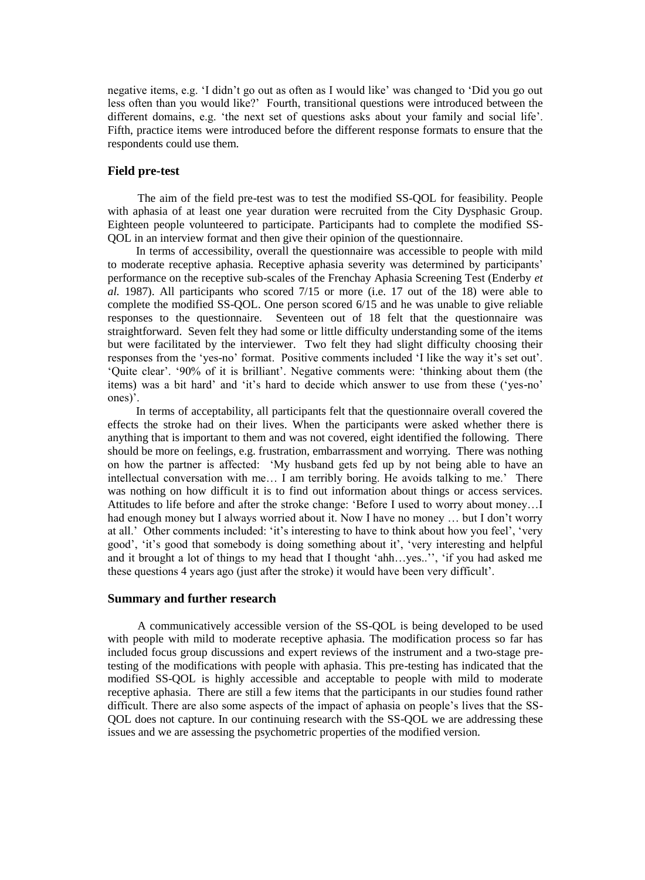negative items, e.g. 'I didn't go out as often as I would like' was changed to 'Did you go out less often than you would like?' Fourth, transitional questions were introduced between the different domains, e.g. 'the next set of questions asks about your family and social life'. Fifth, practice items were introduced before the different response formats to ensure that the respondents could use them.

### Field pre-test

The aim of the field pre-test was to test the modified SS-QOL for feasibility. People with aphasia of at least one year duration were recruited from the City Dysphasic Group. Eighteen people volunteered to participate. Participants had to complete the modified SS-QOL in an interview format and then give their opinion of the questionnaire.

In terms of accessibility, overall the questionnaire was accessible to people with mild to moderate receptive aphasia. Receptive aphasia severity was determined by participants' performance on the receptive sub-scales of the Frenchay Aphasia Screening Test (Enderby *et al.* 1987). All participants who scored 7/15 or more (i.e. 17 out of the 18) were able to complete the modified SS-QOL. One person scored 6/15 and he was unable to give reliable responses to the questionnaire. Seventeen out of 18 felt that the questionnaire was straightforward. Seven felt they had some or little difficulty understanding some of the items but were facilitated by the interviewer. Two felt they had slight difficulty choosing their responses from the 'yes-no' format. Positive comments included 'I like the way it's set out'. 'Quite clear'. '90% of it is brilliant'. Negative comments were: 'thinking about them (the items) was a bit hard' and 'it's hard to decide which answer to use from these ('yes-no' ones)'.

In terms of acceptability, all participants felt that the questionnaire overall covered the effects the stroke had on their lives. When the participants were asked whether there is anything that is important to them and was not covered, eight identified the following. There should be more on feelings, e.g. frustration, embarrassment and worrying. There was nothing on how the partner is affected: 'My husband gets fed up by not being able to have an intellectual conversation with me… I am terribly boring. He avoids talking to me.' There was nothing on how difficult it is to find out information about things or access services. Attitudes to life before and after the stroke change: 'Before I used to worry about money…I had enough money but I always worried about it. Now I have no money … but I don't worry at all.' Other comments included: 'it's interesting to have to think about how you feel', 'very good', 'it's good that somebody is doing something about it', 'very interesting and helpful and it brought a lot of things to my head that I thought 'ahh…yes..'', 'if you had asked me these questions 4 years ago (just after the stroke) it would have been very difficult'.

### Summary and further research

A communicatively accessible version of the SS-QOL is being developed to be used with people with mild to moderate receptive aphasia. The modification process so far has included focus group discussions and expert reviews of the instrument and a two-stage pre-testing of the modifications with people with aphasia. This pre-testing has indicated that the modified SS-QOL is highly accessible and acceptable to people with mild to moderate receptive aphasia. There are still a few items that the participants in our studies found rather difficult. There are also some aspects of the impact of aphasia on people's lives that the SS-QOL does not capture. In our continuing research with the SS-QOL we are addressing these issues and we are assessing the psychometric properties of the modified version.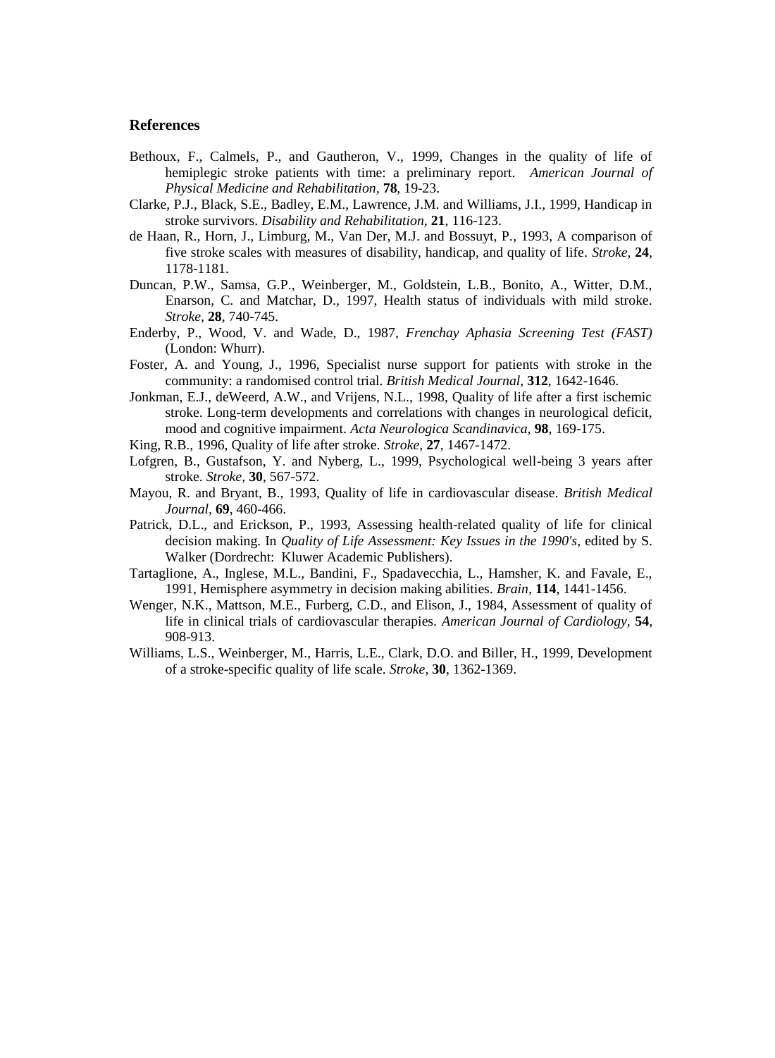## References

Bethoux, F., Calmels, P., and Gautheron, V., 1999, Changes in the quality of life of hemiplegic stroke patients with time: a preliminary report. *American Journal of Physical Medicine and Rehabilitation*, **78**, 19-23.

Clarke, P.J., Black, S.E., Badley, E.M., Lawrence, J.M. and Williams, J.I., 1999, Handicap in stroke survivors. *Disability and Rehabilitation*, **21**, 116-123.

de Haan, R., Horn, J., Limburg, M., Van Der, M.J. and Bossuyt, P., 1993, A comparison of five stroke scales with measures of disability, handicap, and quality of life. *Stroke*, **24**, 1178-1181.

Duncan, P.W., Samsa, G.P., Weinberger, M., Goldstein, L.B., Bonito, A., Witter, D.M., Enarson, C. and Matchar, D., 1997, Health status of individuals with mild stroke. *Stroke*, **28**, 740-745.

Enderby, P., Wood, V. and Wade, D., 1987, *Frenchay Aphasia Screening Test (FAST)* (London: Whurr).

Foster, A. and Young, J., 1996, Specialist nurse support for patients with stroke in the community: a randomised control trial. *British Medical Journal*, **312**, 1642-1646.

Jonkman, E.J., deWeerd, A.W., and Vrijens, N.L., 1998, Quality of life after a first ischemic stroke. Long-term developments and correlations with changes in neurological deficit, mood and cognitive impairment. *Acta Neurologica Scandinavica*, **98**, 169-175.

King, R.B., 1996, Quality of life after stroke. *Stroke*, **27**, 1467-1472.

Lofgren, B., Gustafson, Y. and Nyberg, L., 1999, Psychological well-being 3 years after stroke. *Stroke*, **30**, 567-572.

Mayou, R. and Bryant, B., 1993, Quality of life in cardiovascular disease. *British Medical Journal*, **69**, 460-466.

Patrick, D.L., and Erickson, P., 1993, Assessing health-related quality of life for clinical decision making. In *Quality of Life Assessment: Key Issues in the 1990's*, edited by S. Walker (Dordrecht: Kluwer Academic Publishers).

Tartaglione, A., Inglese, M.L., Bandini, F., Spadavecchia, L., Hamsher, K. and Favale, E., 1991, Hemisphere asymmetry in decision making abilities. *Brain*, **114**, 1441-1456.

Wenger, N.K., Mattson, M.E., Furberg, C.D., and Elison, J., 1984, Assessment of quality of life in clinical trials of cardiovascular therapies. *American Journal of Cardiology*, **54**, 908-913.

Williams, L.S., Weinberger, M., Harris, L.E., Clark, D.O. and Biller, H., 1999, Development of a stroke-specific quality of life scale. *Stroke*, **30**, 1362-1369.